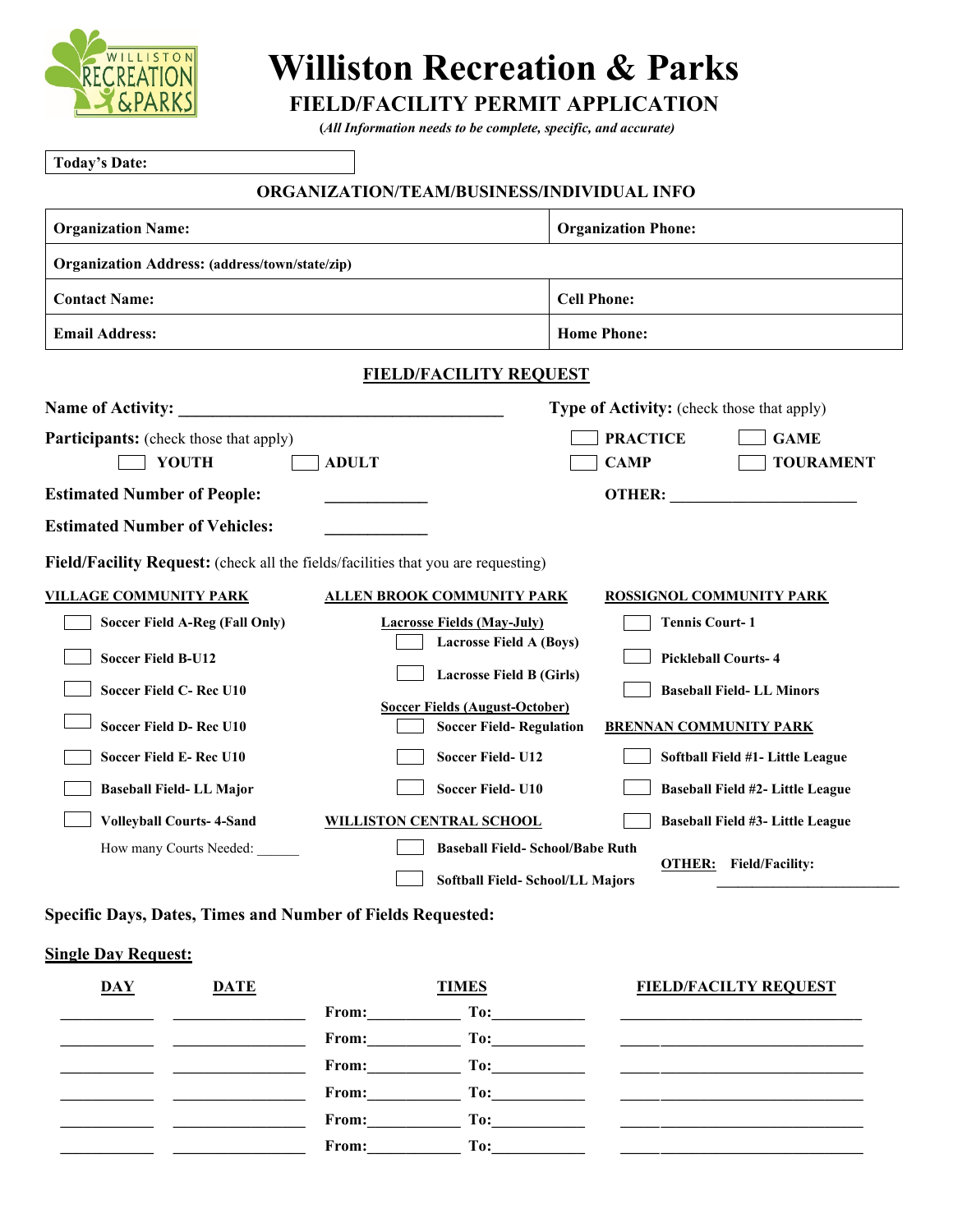# Williston Recreation & Parks

## FIELD/FACILITY PERMIT APPLICATION

**(*All Information needs to be complete, specific, and accurate)***

**Today's Date:**

### ORGANIZATION/TEAM/BUSINESS/INDIVIDUAL INFO

| | |
|---|---|
| **Organization Name:** | **Organization Phone:** |
| **Organization Address: (address/town/state/zip)** | |
| **Contact Name:** | **Cell Phone:** |
| **Email Address:** | **Home Phone:** |

### FIELD/FACILITY REQUEST

**Name of Activity:** ________________________________________

**Type of Activity:** (check those that apply)

- ☐ **PRACTICE**
- ☐ **GAME**
- ☐ **CAMP**
- ☐ **TOURAMENT**
- **OTHER:** ________________________

**Participants:** (check those that apply)

- ☐ **YOUTH**
- ☐ **ADULT**

**Estimated Number of People:** ____________

**Estimated Number of Vehicles:** ____________

**Field/Facility Request:** (check all the fields/facilities that you are requesting)

**VILLAGE COMMUNITY PARK**

- ☐ **Soccer Field A-Reg (Fall Only)**
- ☐ **Soccer Field B-U12**
- ☐ **Soccer Field C- Rec U10**
- ☐ **Soccer Field D- Rec U10**
- ☐ **Soccer Field E- Rec U10**
- ☐ **Baseball Field- LL Major**
- ☐ **Volleyball Courts- 4-Sand**

How many Courts Needed: ______

**ALLEN BROOK COMMUNITY PARK**

**Lacrosse Fields (May-July)**

- ☐ **Lacrosse Field A (Boys)**
- ☐ **Lacrosse Field B (Girls)**

**Soccer Fields (August-October)**

- ☐ **Soccer Field- Regulation**
- ☐ **Soccer Field- U12**
- ☐ **Soccer Field- U10**

**WILLISTON CENTRAL SCHOOL**

- ☐ **Baseball Field- School/Babe Ruth**
- ☐ **Softball Field- School/LL Majors**

**ROSSIGNOL COMMUNITY PARK**

- ☐ **Tennis Court- 1**
- ☐ **Pickleball Courts- 4**
- ☐ **Baseball Field- LL Minors**

**BRENNAN COMMUNITY PARK**

- ☐ **Softball Field #1- Little League**
- ☐ **Baseball Field #2- Little League**
- ☐ **Baseball Field #3- Little League**

**OTHER:** **Field/Facility:** ________________________

**Specific Days, Dates, Times and Number of Fields Requested:**

**Single Day Request:**

| DAY | DATE | TIMES | | FIELD/FACILTY REQUEST |
|---|---|---|---|---|
| __________ | ______________ | From:__________ | To:__________ | ____________________________ |
| __________ | ______________ | From:__________ | To:__________ | ____________________________ |
| __________ | ______________ | From:__________ | To:__________ | ____________________________ |
| __________ | ______________ | From:__________ | To:__________ | ____________________________ |
| __________ | ______________ | From:__________ | To:__________ | ____________________________ |
| __________ | ______________ | From:__________ | To:__________ | ____________________________ |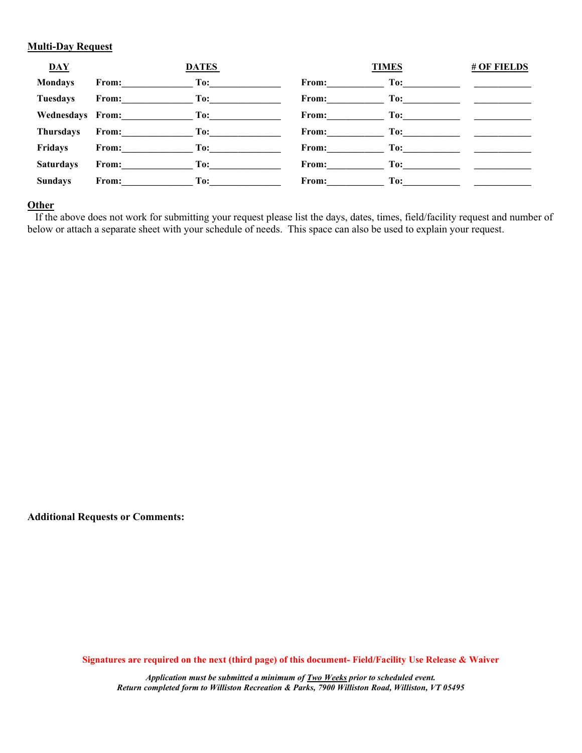**Multi-Day Request**

| DAY | DATES | | TIMES | | # OF FIELDS |
|---|---|---|---|---|---|
| **Mondays** | **From:**______________ | **To:**______________ | **From:**___________ | **To:**___________ | ___________ |
| **Tuesdays** | **From:**______________ | **To:**______________ | **From:**___________ | **To:**___________ | ___________ |
| **Wednesdays** | **From:**______________ | **To:**______________ | **From:**___________ | **To:**___________ | ___________ |
| **Thursdays** | **From:**______________ | **To:**______________ | **From:**___________ | **To:**___________ | ___________ |
| **Fridays** | **From:**______________ | **To:**______________ | **From:**___________ | **To:**___________ | ___________ |
| **Saturdays** | **From:**______________ | **To:**______________ | **From:**___________ | **To:**___________ | ___________ |
| **Sundays** | **From:**______________ | **To:**______________ | **From:**___________ | **To:**___________ | ___________ |

**Other**

If the above does not work for submitting your request please list the days, dates, times, field/facility request and number of below or attach a separate sheet with your schedule of needs. This space can also be used to explain your request.

**Additional Requests or Comments:**

**Signatures are required on the next (third page) of this document- Field/Facility Use Release & Waiver**

***Application must be submitted a minimum of Two Weeks prior to scheduled event.***
***Return completed form to Williston Recreation & Parks, 7900 Williston Road, Williston, VT 05495***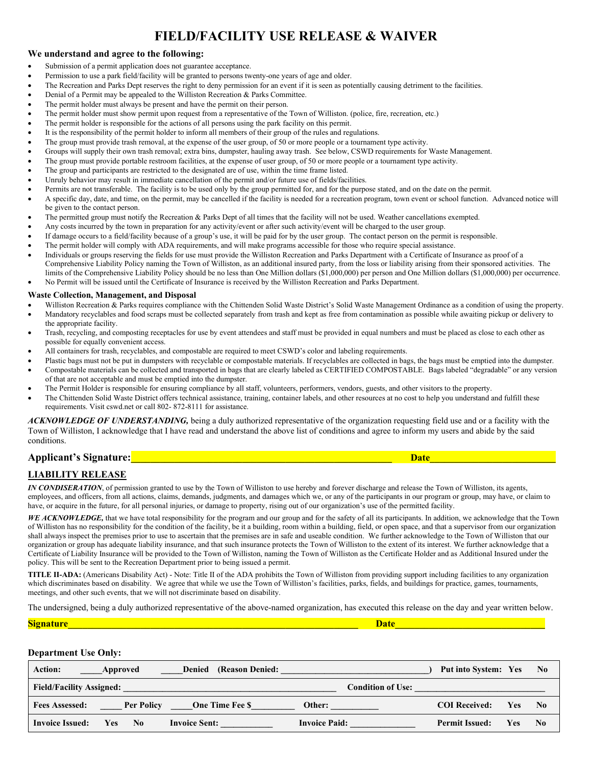# FIELD/FACILITY USE RELEASE & WAIVER

**We understand and agree to the following:**

- Submission of a permit application does not guarantee acceptance.
- Permission to use a park field/facility will be granted to persons twenty-one years of age and older.
- The Recreation and Parks Dept reserves the right to deny permission for an event if it is seen as potentially causing detriment to the facilities.
- Denial of a Permit may be appealed to the Williston Recreation & Parks Committee.
- The permit holder must always be present and have the permit on their person.
- The permit holder must show permit upon request from a representative of the Town of Williston. (police, fire, recreation, etc.)
- The permit holder is responsible for the actions of all persons using the park facility on this permit.
- It is the responsibility of the permit holder to inform all members of their group of the rules and regulations.
- The group must provide trash removal, at the expense of the user group, of 50 or more people or a tournament type activity.
- Groups will supply their own trash removal; extra bins, dumpster, hauling away trash. See below, CSWD requirements for Waste Management.
- The group must provide portable restroom facilities, at the expense of user group, of 50 or more people or a tournament type activity.
- The group and participants are restricted to the designated are of use, within the time frame listed.
- Unruly behavior may result in immediate cancellation of the permit and/or future use of fields/facilities.
- Permits are not transferable. The facility is to be used only by the group permitted for, and for the purpose stated, and on the date on the permit.
- A specific day, date, and time, on the permit, may be cancelled if the facility is needed for a recreation program, town event or school function. Advanced notice will be given to the contact person.
- The permitted group must notify the Recreation & Parks Dept of all times that the facility will not be used. Weather cancellations exempted.
- Any costs incurred by the town in preparation for any activity/event or after such activity/event will be charged to the user group.
- If damage occurs to a field/facility because of a group's use, it will be paid for by the user group. The contact person on the permit is responsible.
- The permit holder will comply with ADA requirements, and will make programs accessible for those who require special assistance.
- Individuals or groups reserving the fields for use must provide the Williston Recreation and Parks Department with a Certificate of Insurance as proof of a Comprehensive Liability Policy naming the Town of Williston, as an additional insured party, from the loss or liability arising from their sponsored activities. The limits of the Comprehensive Liability Policy should be no less than One Million dollars ($1,000,000) per person and One Million dollars ($1,000,000) per occurrence.
- No Permit will be issued until the Certificate of Insurance is received by the Williston Recreation and Parks Department.

**Waste Collection, Management, and Disposal**

- Williston Recreation & Parks requires compliance with the Chittenden Solid Waste District's Solid Waste Management Ordinance as a condition of using the property.
- Mandatory recyclables and food scraps must be collected separately from trash and kept as free from contamination as possible while awaiting pickup or delivery to the appropriate facility.
- Trash, recycling, and composting receptacles for use by event attendees and staff must be provided in equal numbers and must be placed as close to each other as possible for equally convenient access.
- All containers for trash, recyclables, and compostable are required to meet CSWD's color and labeling requirements.
- Plastic bags must not be put in dumpsters with recyclable or compostable materials. If recyclables are collected in bags, the bags must be emptied into the dumpster.
- Compostable materials can be collected and transported in bags that are clearly labeled as CERTIFIED COMPOSTABLE. Bags labeled "degradable" or any version of that are not acceptable and must be emptied into the dumpster.
- The Permit Holder is responsible for ensuring compliance by all staff, volunteers, performers, vendors, guests, and other visitors to the property.
- The Chittenden Solid Waste District offers technical assistance, training, container labels, and other resources at no cost to help you understand and fulfill these requirements. Visit cswd.net or call 802- 872-8111 for assistance.

***ACKNOWLEDGE OF UNDERSTANDING,*** being a duly authorized representative of the organization requesting field use and or a facility with the Town of Williston, I acknowledge that I have read and understand the above list of conditions and agree to inform my users and abide by the said conditions.

**Applicant's Signature:**\_\_\_\_\_\_\_\_\_\_\_\_\_\_\_\_\_\_\_\_\_\_\_\_\_\_\_\_\_\_\_\_\_\_\_\_\_\_\_\_ **Date**\_\_\_\_\_\_\_\_\_\_\_\_\_\_\_\_\_\_\_\_

## LIABILITY RELEASE

***IN CONDISERATION***, of permission granted to use by the Town of Williston to use hereby and forever discharge and release the Town of Williston, its agents, employees, and officers, from all actions, claims, demands, judgments, and damages which we, or any of the participants in our program or group, may have, or claim to have, or acquire in the future, for all personal injuries, or damage to property, rising out of our organization's use of the permitted facility.

***WE ACKNOWLEDGE,*** that we have total responsibility for the program and our group and for the safety of all its participants. In addition, we acknowledge that the Town of Williston has no responsibility for the condition of the facility, be it a building, room within a building, field, or open space, and that a supervisor from our organization shall always inspect the premises prior to use to ascertain that the premises are in safe and useable condition. We further acknowledge to the Town of Williston that our organization or group has adequate liability insurance, and that such insurance protects the Town of Williston to the extent of its interest. We further acknowledge that a Certificate of Liability Insurance will be provided to the Town of Williston, naming the Town of Williston as the Certificate Holder and as Additional Insured under the policy. This will be sent to the Recreation Department prior to being issued a permit.

**TITLE II-ADA:** (Americans Disability Act) - Note: Title II of the ADA prohibits the Town of Williston from providing support including facilities to any organization which discriminates based on disability. We agree that while we use the Town of Williston's facilities, parks, fields, and buildings for practice, games, tournaments, meetings, and other such events, that we will not discriminate based on disability.

The undersigned, being a duly authorized representative of the above-named organization, has executed this release on the day and year written below.

**Signature**\_\_\_\_\_\_\_\_\_\_\_\_\_\_\_\_\_\_\_\_\_\_\_\_\_\_\_\_\_\_\_\_\_\_\_\_\_\_\_\_\_\_\_\_ **Date**\_\_\_\_\_\_\_\_\_\_\_\_\_\_\_\_\_\_\_\_\_\_\_\_

**Department Use Only:**

| | | | |
|---|---|---|---|
| **Action:** \_\_\_\_\_**Approved** | \_\_\_\_\_**Denied (Reason Denied:** \_\_\_\_\_\_\_\_\_\_\_\_\_\_\_\_\_\_\_\_\_\_\_\_**)** | | **Put into System: Yes No** |
| **Field/Facility Assigned:** \_\_\_\_\_\_\_\_\_\_\_\_\_\_\_\_\_\_\_\_\_\_\_\_ | | **Condition of Use:** \_\_\_\_\_\_\_\_\_\_\_\_\_\_\_\_ | |
| **Fees Assessed:** \_\_\_\_\_ **Per Policy** | \_\_\_\_\_**One Time Fee $**\_\_\_\_\_\_\_\_\_ | **Other:** \_\_\_\_\_\_\_\_\_\_ | **COI Received: Yes No** |
| **Invoice Issued: Yes No** | **Invoice Sent:** \_\_\_\_\_\_\_\_\_\_\_ | **Invoice Paid:** \_\_\_\_\_\_\_\_\_\_\_\_\_\_ | **Permit Issued: Yes No** |